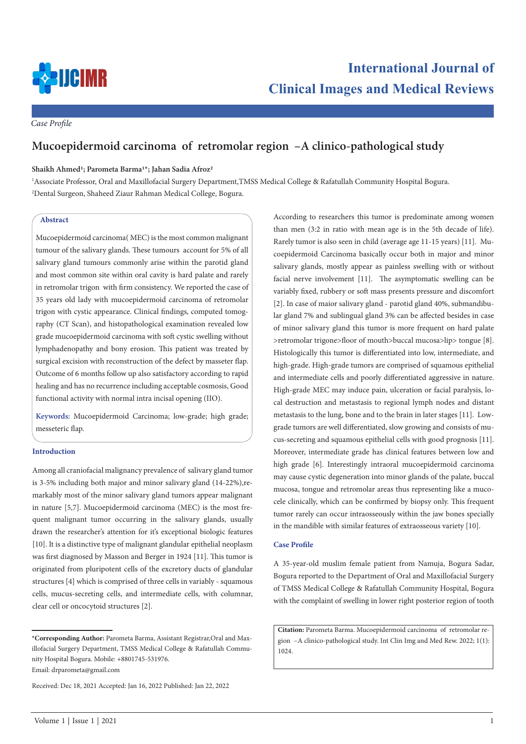*Case Profile*

# Mucoepidermoid carcinoma of retromolar region –A clinico-pathological study

**Shaikh Ahmed[1]; Parometa Barma[1]*; Jahan Sadia Afroz[2]**

[1]Associate Professor, Oral and Maxillofacial Surgery Department,TMSS Medical College & Rafatullah Community Hospital Bogura.
[2]Dental Surgeon, Shaheed Ziaur Rahman Medical College, Bogura.

## Abstract

Mucoepidermoid carcinoma( MEC) is the most common malignant tumour of the salivary glands. These tumours account for 5% of all salivary gland tumours commonly arise within the parotid gland and most common site within oral cavity is hard palate and rarely in retromolar trigon with firm consistency. We reported the case of 35 years old lady with mucoepidermoid carcinoma of retromolar trigon with cystic appearance. Clinical findings, computed tomography (CT Scan), and histopathological examination revealed low grade mucoepidermoid carcinoma with soft cystic swelling without lymphadenopathy and bony erosion. This patient was treated by surgical excision with reconstruction of the defect by masseter flap. Outcome of 6 months follow up also satisfactory according to rapid healing and has no recurrence including acceptable cosmosis, Good functional activity with normal intra incisal opening (IIO).

**Keywords:** Mucoepidermoid Carcinoma; low-grade; high grade; messeteric flap.

## Introduction

Among all craniofacial malignancy prevalence of salivary gland tumor is 3-5% including both major and minor salivary gland (14-22%),remarkably most of the minor salivary gland tumors appear malignant in nature [5,7]. Mucoepidermoid carcinoma (MEC) is the most frequent malignant tumor occurring in the salivary glands, usually drawn the researcher's attention for it's exceptional biologic features [10]. It is a distinctive type of malignant glandular epithelial neoplasm was first diagnosed by Masson and Berger in 1924 [11]. This tumor is originated from pluripotent cells of the excretory ducts of glandular structures [4] which is comprised of three cells in variably - squamous cells, mucus-secreting cells, and intermediate cells, with columnar, clear cell or oncocytoid structures [2].

According to researchers this tumor is predominate among women than men (3:2 in ratio with mean age is in the 5th decade of life). Rarely tumor is also seen in child (average age 11-15 years) [11]. Mucoepidermoid Carcinoma basically occur both in major and minor salivary glands, mostly appear as painless swelling with or without facial nerve involvement [11]. The asymptomatic swelling can be variably fixed, rubbery or soft mass presents pressure and discomfort [2]. In case of maior salivary gland - parotid gland 40%, submandibular gland 7% and sublingual gland 3% can be affected besides in case of minor salivary gland this tumor is more frequent on hard palate >retromolar trigone>floor of mouth>buccal mucosa>lip> tongue [8]. Histologically this tumor is differentiated into low, intermediate, and high-grade. High-grade tumors are comprised of squamous epithelial and intermediate cells and poorly differentiated aggressive in nature. High-grade MEC may induce pain, ulceration or facial paralysis, local destruction and metastasis to regional lymph nodes and distant metastasis to the lung, bone and to the brain in later stages [11]. Low-grade tumors are well differentiated, slow growing and consists of mucus-secreting and squamous epithelial cells with good prognosis [11]. Moreover, intermediate grade has clinical features between low and high grade [6]. Interestingly intraoral mucoepidermoid carcinoma may cause cystic degeneration into minor glands of the palate, buccal mucosa, tongue and retromolar areas thus representing like a mucocele clinically, which can be confirmed by biopsy only. This frequent tumor rarely can occur intraosseously within the jaw bones specially in the mandible with similar features of extraosseous variety [10].

## Case Profile

A 35-year-old muslim female patient from Namuja, Bogura Sadar, Bogura reported to the Department of Oral and Maxillofacial Surgery of TMSS Medical College & Rafatullah Community Hospital, Bogura with the complaint of swelling in lower right posterior region of tooth

---

***Corresponding Author:** Parometa Barma, Assistant Registrar,Oral and Maxillofacial Surgery Department, TMSS Medical College & Rafatullah Community Hospital Bogura. Mobile: +8801745-531976.
Email: drparometa@gmail.com

Received: Dec 18, 2021 Accepted: Jan 16, 2022 Published: Jan 22, 2022

**Citation:** Parometa Barma. Mucoepidermoid carcinoma of retromolar region –A clinico-pathological study. Int Clin Img and Med Rew. 2022; 1(1): 1024.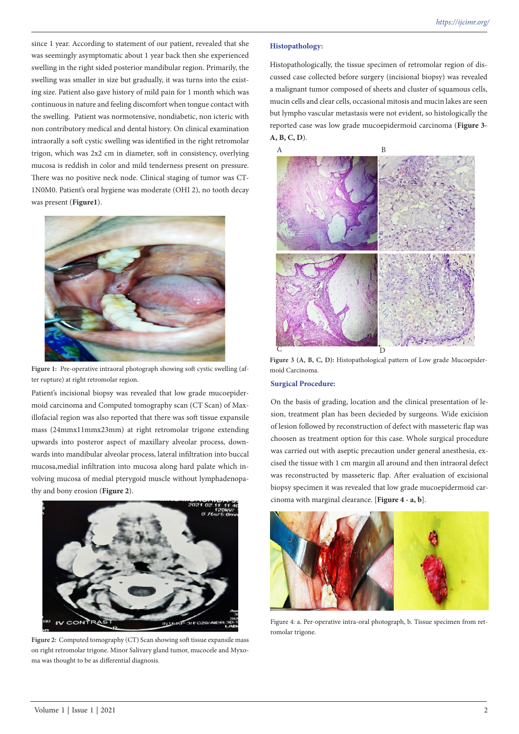since 1 year. According to statement of our patient, revealed that she was seemingly asymptomatic about 1 year back then she experienced swelling in the right sided posterior mandibular region. Primarily, the swelling was smaller in size but gradually, it was turns into the existing size. Patient also gave history of mild pain for 1 month which was continuous in nature and feeling discomfort when tongue contact with the swelling. Patient was normotensive, nondiabetic, non icteric with non contributory medical and dental history. On clinical examination intraorally a soft cystic swelling was identified in the right retromolar trigon, which was 2x2 cm in diameter, soft in consistency, overlying mucosa is reddish in color and mild tenderness present on pressure. There was no positive neck node. Clinical staging of tumor was CT-1N0M0. Patient's oral hygiene was moderate (OHI 2), no tooth decay was present (**Figure1**).

**Figure 1:** Pre-operative intraoral photograph showing soft cystic swelling (after rupture) at right retromolar region.

Patient's incisional biopsy was revealed that low grade mucoepidermoid carcinoma and Computed tomography scan (CT Scan) of Maxillofacial region was also reported that there was soft tissue expansile mass (24mmx11mmx23mm) at right retromolar trigone extending upwards into posterior aspect of maxillary alveolar process, downwards into mandibular alveolar process, lateral infiltration into buccal mucosa,medial infiltration into mucosa along hard palate which involving mucosa of medial pterygoid muscle without lymphadenopathy and bony erosion (**Figure 2**).

**Figure 2:** Computed tomography (CT) Scan showing soft tissue expansile mass on right retromolar trigone. Minor Salivary gland tumor, mucocele and Myxoma was thought to be as differential diagnosis.

### Histopathology:

Histopathologically, the tissue specimen of retromolar region of discussed case collected before surgery (incisional biopsy) was revealed a malignant tumor composed of sheets and cluster of squamous cells, mucin cells and clear cells, occasional mitosis and mucin lakes are seen but lympho vascular metastasis were not evident, so histologically the reported case was low grade mucoepidermoid carcinoma (**Figure 3-A, B, C, D**).

**Figure 3 (A, B, C, D):** Histopathological pattern of Low grade Mucoepidermoid Carcinoma.

### Surgical Procedure:

On the basis of grading, location and the clinical presentation of lesion, treatment plan has been decieded by surgeons. Wide exicision of lesion followed by reconstruction of defect with masseteric flap was choosen as treatment option for this case. Whole surgical procedure was carried out with aseptic precaution under general anesthesia, excised the tissue with 1 cm margin all around and then intraoral defect was reconstructed by masseteric flap. After evaluation of excisional biopsy specimen it was revealed that low grade mucoepidermoid carcinoma with marginal clearance. [**Figure 4 - a, b**].

Figure 4: a. Per-operative intra-oral photograph, b. Tissue specimen from retromolar trigone.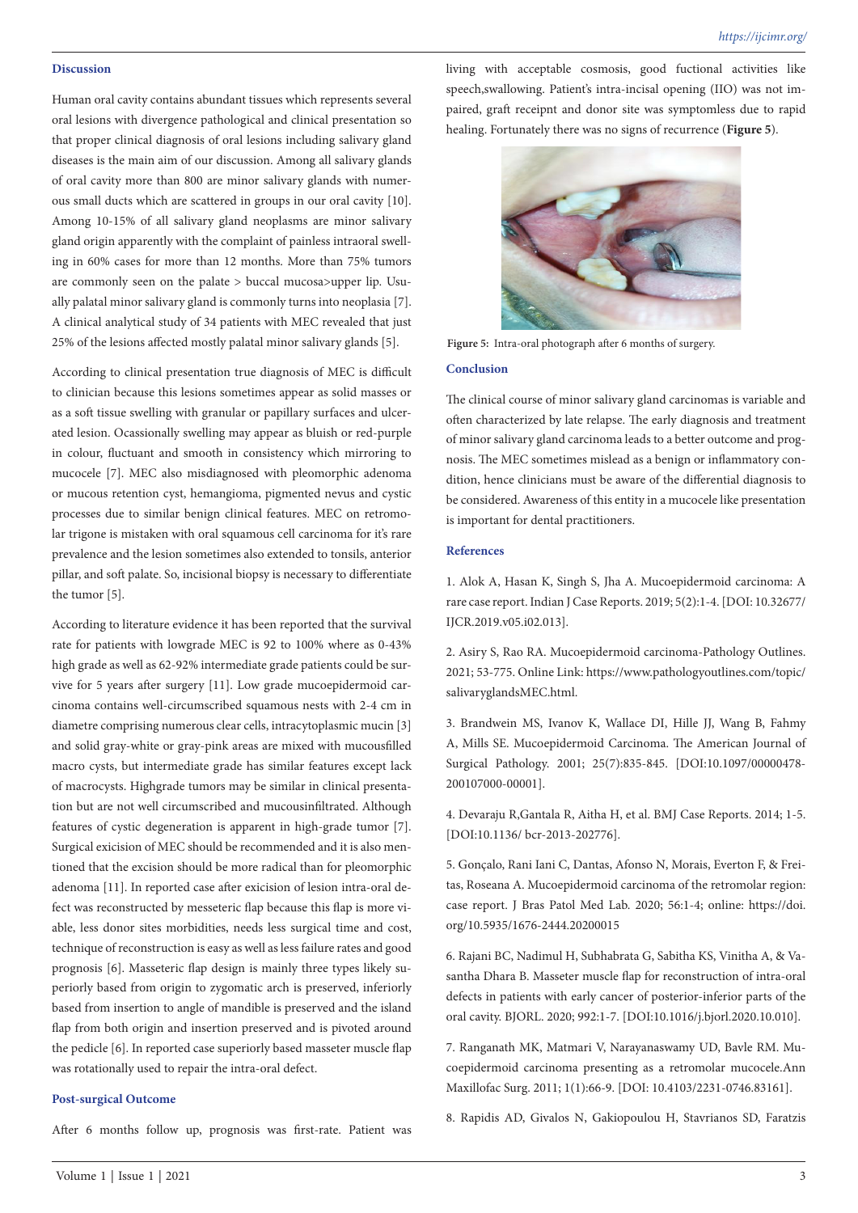## Discussion

Human oral cavity contains abundant tissues which represents several oral lesions with divergence pathological and clinical presentation so that proper clinical diagnosis of oral lesions including salivary gland diseases is the main aim of our discussion. Among all salivary glands of oral cavity more than 800 are minor salivary glands with numerous small ducts which are scattered in groups in our oral cavity [10]. Among 10-15% of all salivary gland neoplasms are minor salivary gland origin apparently with the complaint of painless intraoral swelling in 60% cases for more than 12 months. More than 75% tumors are commonly seen on the palate > buccal mucosa>upper lip. Usually palatal minor salivary gland is commonly turns into neoplasia [7]. A clinical analytical study of 34 patients with MEC revealed that just 25% of the lesions affected mostly palatal minor salivary glands [5].

According to clinical presentation true diagnosis of MEC is difficult to clinician because this lesions sometimes appear as solid masses or as a soft tissue swelling with granular or papillary surfaces and ulcerated lesion. Ocassionally swelling may appear as bluish or red-purple in colour, fluctuant and smooth in consistency which mirroring to mucocele [7]. MEC also misdiagnosed with pleomorphic adenoma or mucous retention cyst, hemangioma, pigmented nevus and cystic processes due to similar benign clinical features. MEC on retromolar trigone is mistaken with oral squamous cell carcinoma for it's rare prevalence and the lesion sometimes also extended to tonsils, anterior pillar, and soft palate. So, incisional biopsy is necessary to differentiate the tumor [5].

According to literature evidence it has been reported that the survival rate for patients with lowgrade MEC is 92 to 100% where as 0-43% high grade as well as 62-92% intermediate grade patients could be survive for 5 years after surgery [11]. Low grade mucoepidermoid carcinoma contains well-circumscribed squamous nests with 2-4 cm in diametre comprising numerous clear cells, intracytoplasmic mucin [3] and solid gray-white or gray-pink areas are mixed with mucousfilled macro cysts, but intermediate grade has similar features except lack of macrocysts. Highgrade tumors may be similar in clinical presentation but are not well circumscribed and mucousinfiltrated. Although features of cystic degeneration is apparent in high-grade tumor [7]. Surgical exicision of MEC should be recommended and it is also mentioned that the excision should be more radical than for pleomorphic adenoma [11]. In reported case after exicision of lesion intra-oral defect was reconstructed by messeteric flap because this flap is more viable, less donor sites morbidities, needs less surgical time and cost, technique of reconstruction is easy as well as less failure rates and good prognosis [6]. Masseteric flap design is mainly three types likely superiorly based from origin to zygomatic arch is preserved, inferiorly based from insertion to angle of mandible is preserved and the island flap from both origin and insertion preserved and is pivoted around the pedicle [6]. In reported case superiorly based masseter muscle flap was rotationally used to repair the intra-oral defect.

## Post-surgical Outcome

After 6 months follow up, prognosis was first-rate. Patient was living with acceptable cosmosis, good fuctional activities like speech,swallowing. Patient's intra-incisal opening (IIO) was not impaired, graft receipnt and donor site was symptomless due to rapid healing. Fortunately there was no signs of recurrence (**Figure 5**).

**Figure 5:** Intra-oral photograph after 6 months of surgery.

## Conclusion

The clinical course of minor salivary gland carcinomas is variable and often characterized by late relapse. The early diagnosis and treatment of minor salivary gland carcinoma leads to a better outcome and prognosis. The MEC sometimes mislead as a benign or inflammatory condition, hence clinicians must be aware of the differential diagnosis to be considered. Awareness of this entity in a mucocele like presentation is important for dental practitioners.

## References

1. Alok A, Hasan K, Singh S, Jha A. Mucoepidermoid carcinoma: A rare case report. Indian J Case Reports. 2019; 5(2):1-4. [DOI: 10.32677/IJCR.2019.v05.i02.013].

2. Asiry S, Rao RA. Mucoepidermoid carcinoma-Pathology Outlines. 2021; 53-775. Online Link: https://www.pathologyoutlines.com/topic/salivaryglandsMEC.html.

3. Brandwein MS, Ivanov K, Wallace DI, Hille JJ, Wang B, Fahmy A, Mills SE. Mucoepidermoid Carcinoma. The American Journal of Surgical Pathology. 2001; 25(7):835-845. [DOI:10.1097/00000478-200107000-00001].

4. Devaraju R,Gantala R, Aitha H, et al. BMJ Case Reports. 2014; 1-5. [DOI:10.1136/ bcr-2013-202776].

5. Gonçalo, Rani Iani C, Dantas, Afonso N, Morais, Everton F, & Freitas, Roseana A. Mucoepidermoid carcinoma of the retromolar region: case report. J Bras Patol Med Lab. 2020; 56:1-4; online: https://doi.org/10.5935/1676-2444.20200015

6. Rajani BC, Nadimul H, Subhabrata G, Sabitha KS, Vinitha A, & Vasantha Dhara B. Masseter muscle flap for reconstruction of intra-oral defects in patients with early cancer of posterior-inferior parts of the oral cavity. BJORL. 2020; 992:1-7. [DOI:10.1016/j.bjorl.2020.10.010].

7. Ranganath MK, Matmari V, Narayanaswamy UD, Bavle RM. Mucoepidermoid carcinoma presenting as a retromolar mucocele.Ann Maxillofac Surg. 2011; 1(1):66-9. [DOI: 10.4103/2231-0746.83161].

8. Rapidis AD, Givalos N, Gakiopoulou H, Stavrianos SD, Faratzis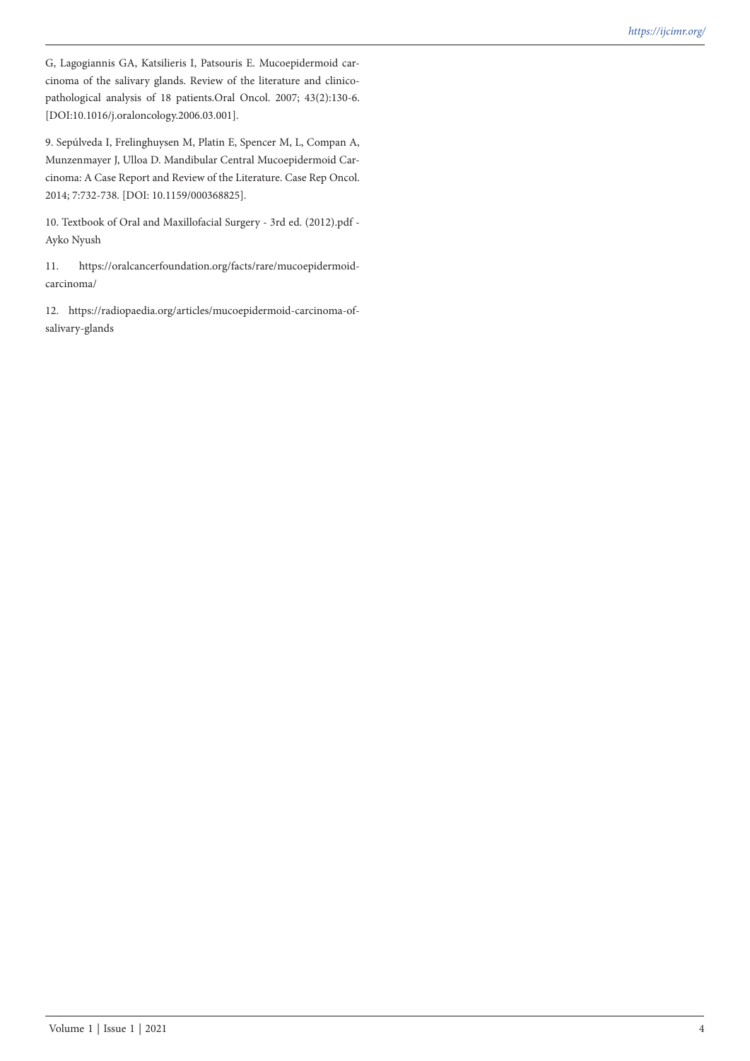G, Lagogiannis GA, Katsilieris I, Patsouris E. Mucoepidermoid carcinoma of the salivary glands. Review of the literature and clinicopathological analysis of 18 patients.Oral Oncol. 2007; 43(2):130-6. [DOI:10.1016/j.oraloncology.2006.03.001].

9. Sepúlveda I, Frelinghuysen M, Platin E, Spencer M, L, Compan A, Munzenmayer J, Ulloa D. Mandibular Central Mucoepidermoid Carcinoma: A Case Report and Review of the Literature. Case Rep Oncol. 2014; 7:732-738. [DOI: 10.1159/000368825].

10. Textbook of Oral and Maxillofacial Surgery - 3rd ed. (2012).pdf - Ayko Nyush

11. https://oralcancerfoundation.org/facts/rare/mucoepidermoid-carcinoma/

12. https://radiopaedia.org/articles/mucoepidermoid-carcinoma-of-salivary-glands